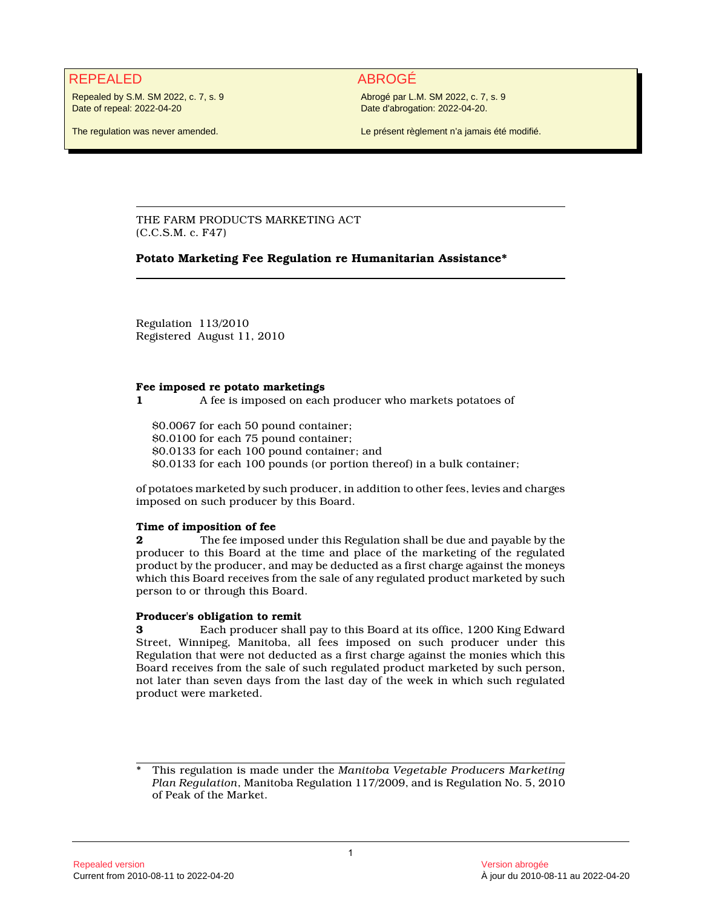**REPEALED**

Repealed by S.M. SM 2022, c. 7, s. 9
Date of repeal: 2022-04-20

The regulation was never amended.

**ABROGÉ**

Abrogé par L.M. SM 2022, c. 7, s. 9
Date d'abrogation: 2022-04-20.

Le présent règlement n'a jamais été modifié.

---

THE FARM PRODUCTS MARKETING ACT
(C.C.S.M. c. F47)

**Potato Marketing Fee Regulation re Humanitarian Assistance***

---

Regulation 113/2010
Registered August 11, 2010

**Fee imposed re potato marketings**

**1** A fee is imposed on each producer who markets potatoes of

$0.0067 for each 50 pound container;
$0.0100 for each 75 pound container;
$0.0133 for each 100 pound container; and
$0.0133 for each 100 pounds (or portion thereof) in a bulk container;

of potatoes marketed by such producer, in addition to other fees, levies and charges imposed on such producer by this Board.

**Time of imposition of fee**

**2** The fee imposed under this Regulation shall be due and payable by the producer to this Board at the time and place of the marketing of the regulated product by the producer, and may be deducted as a first charge against the moneys which this Board receives from the sale of any regulated product marketed by such person to or through this Board.

**Producer's obligation to remit**

**3** Each producer shall pay to this Board at its office, 1200 King Edward Street, Winnipeg, Manitoba, all fees imposed on such producer under this Regulation that were not deducted as a first charge against the monies which this Board receives from the sale of such regulated product marketed by such person, not later than seven days from the last day of the week in which such regulated product were marketed.

---

\* This regulation is made under the *Manitoba Vegetable Producers Marketing Plan Regulation*, Manitoba Regulation 117/2009, and is Regulation No. 5, 2010 of Peak of the Market.

Repealed version
Current from 2010-08-11 to 2022-04-20

Version abrogée
À jour du 2010-08-11 au 2022-04-20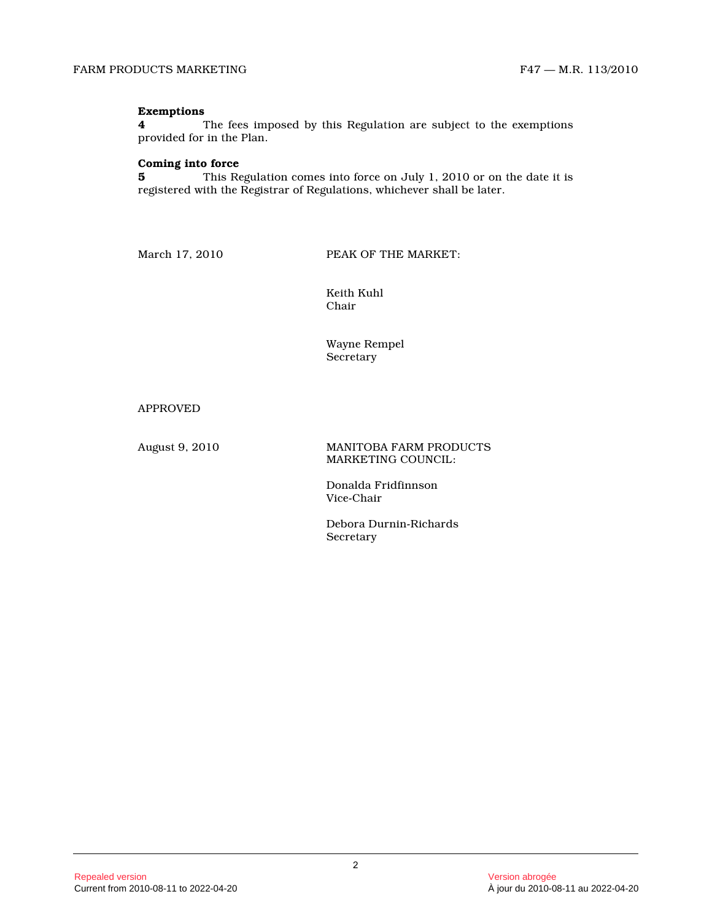**Exemptions**

**4** The fees imposed by this Regulation are subject to the exemptions provided for in the Plan.

**Coming into force**

**5** This Regulation comes into force on July 1, 2010 or on the date it is registered with the Registrar of Regulations, whichever shall be later.

March 17, 2010

PEAK OF THE MARKET:

Keith Kuhl
Chair

Wayne Rempel
Secretary

APPROVED

August 9, 2010

MANITOBA FARM PRODUCTS MARKETING COUNCIL:

Donalda Fridfinnson
Vice-Chair

Debora Durnin-Richards
Secretary